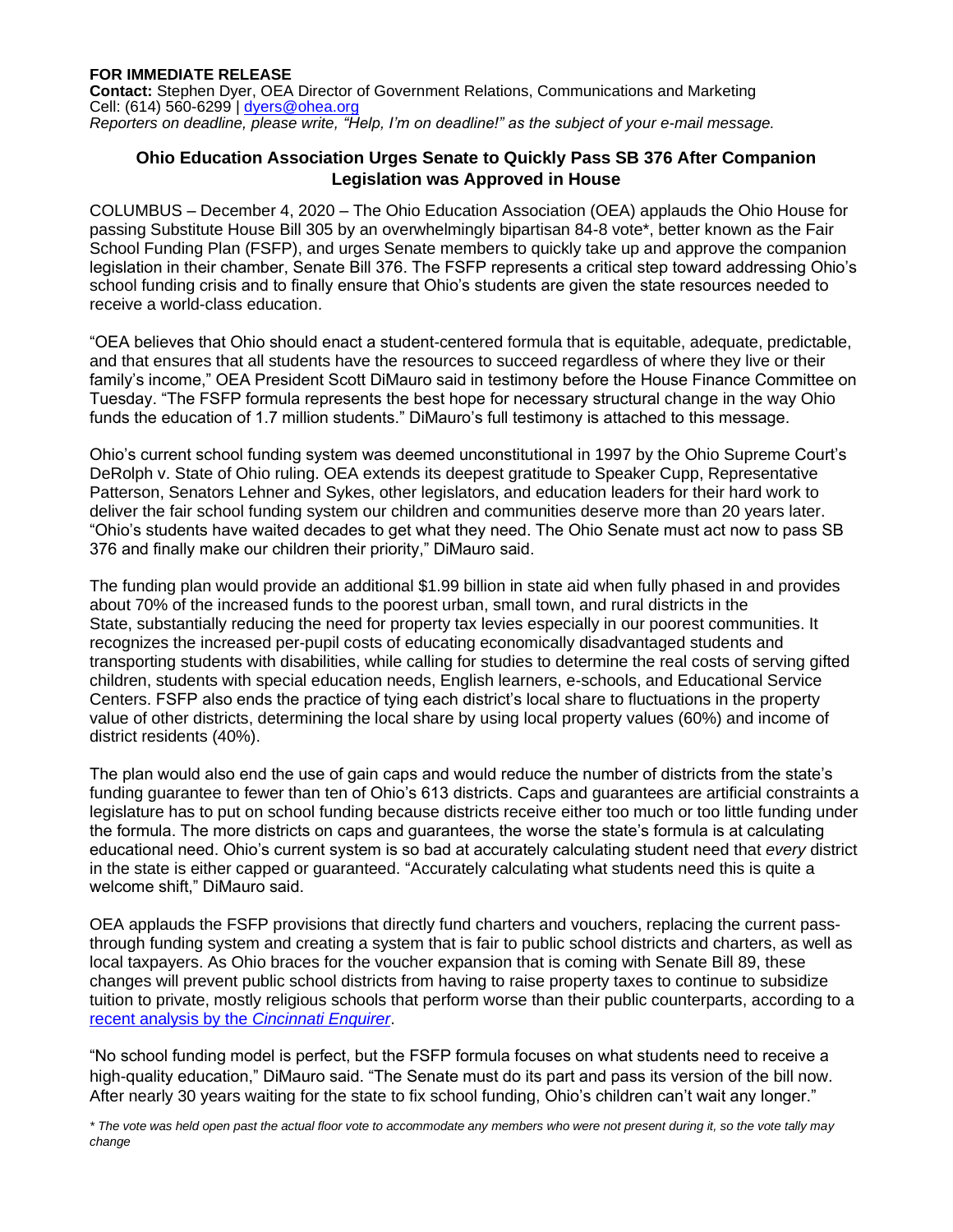**FOR IMMEDIATE RELEASE**
**Contact:** Stephen Dyer, OEA Director of Government Relations, Communications and Marketing
Cell: (614) 560-6299 | [dyers@ohea.org](mailto:dyers@ohea.org)
*Reporters on deadline, please write, "Help, I'm on deadline!" as the subject of your e-mail message.*

## Ohio Education Association Urges Senate to Quickly Pass SB 376 After Companion Legislation was Approved in House

COLUMBUS – December 4, 2020 – The Ohio Education Association (OEA) applauds the Ohio House for passing Substitute House Bill 305 by an overwhelmingly bipartisan 84-8 vote*, better known as the Fair School Funding Plan (FSFP), and urges Senate members to quickly take up and approve the companion legislation in their chamber, Senate Bill 376. The FSFP represents a critical step toward addressing Ohio's school funding crisis and to finally ensure that Ohio's students are given the state resources needed to receive a world-class education.

"OEA believes that Ohio should enact a student-centered formula that is equitable, adequate, predictable, and that ensures that all students have the resources to succeed regardless of where they live or their family's income," OEA President Scott DiMauro said in testimony before the House Finance Committee on Tuesday. "The FSFP formula represents the best hope for necessary structural change in the way Ohio funds the education of 1.7 million students." DiMauro's full testimony is attached to this message.

Ohio's current school funding system was deemed unconstitutional in 1997 by the Ohio Supreme Court's DeRolph v. State of Ohio ruling. OEA extends its deepest gratitude to Speaker Cupp, Representative Patterson, Senators Lehner and Sykes, other legislators, and education leaders for their hard work to deliver the fair school funding system our children and communities deserve more than 20 years later. "Ohio's students have waited decades to get what they need. The Ohio Senate must act now to pass SB 376 and finally make our children their priority," DiMauro said.

The funding plan would provide an additional $1.99 billion in state aid when fully phased in and provides about 70% of the increased funds to the poorest urban, small town, and rural districts in the State, substantially reducing the need for property tax levies especially in our poorest communities. It recognizes the increased per-pupil costs of educating economically disadvantaged students and transporting students with disabilities, while calling for studies to determine the real costs of serving gifted children, students with special education needs, English learners, e-schools, and Educational Service Centers. FSFP also ends the practice of tying each district's local share to fluctuations in the property value of other districts, determining the local share by using local property values (60%) and income of district residents (40%).

The plan would also end the use of gain caps and would reduce the number of districts from the state's funding guarantee to fewer than ten of Ohio's 613 districts. Caps and guarantees are artificial constraints a legislature has to put on school funding because districts receive either too much or too little funding under the formula. The more districts on caps and guarantees, the worse the state's formula is at calculating educational need. Ohio's current system is so bad at accurately calculating student need that *every* district in the state is either capped or guaranteed. "Accurately calculating what students need this is quite a welcome shift," DiMauro said.

OEA applauds the FSFP provisions that directly fund charters and vouchers, replacing the current pass-through funding system and creating a system that is fair to public school districts and charters, as well as local taxpayers. As Ohio braces for the voucher expansion that is coming with Senate Bill 89, these changes will prevent public school districts from having to raise property taxes to continue to subsidize tuition to private, mostly religious schools that perform worse than their public counterparts, according to a recent analysis by the *Cincinnati Enquirer*.

"No school funding model is perfect, but the FSFP formula focuses on what students need to receive a high-quality education," DiMauro said. "The Senate must do its part and pass its version of the bill now. After nearly 30 years waiting for the state to fix school funding, Ohio's children can't wait any longer."

*\* The vote was held open past the actual floor vote to accommodate any members who were not present during it, so the vote tally may change*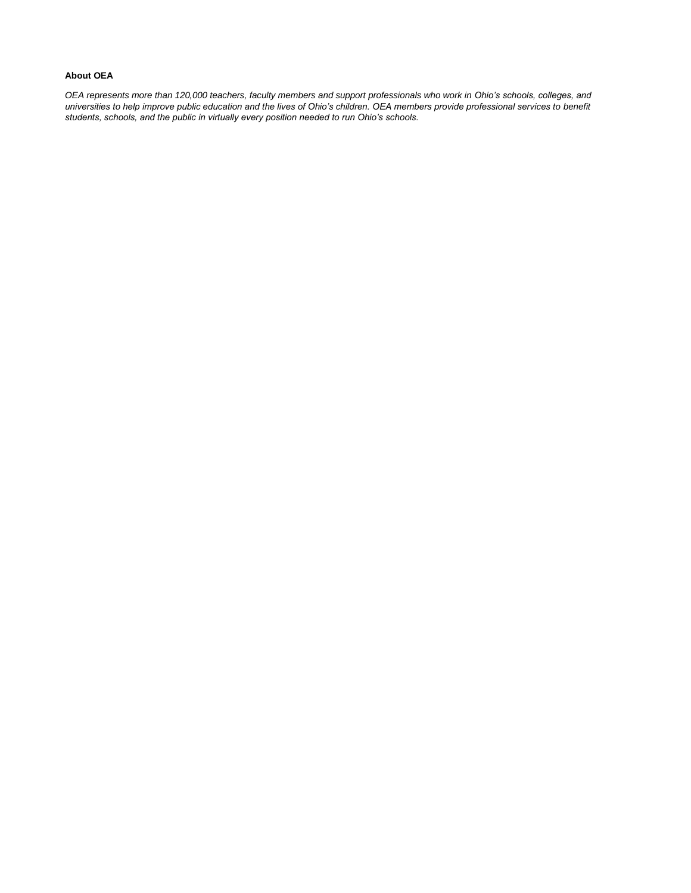**About OEA**

*OEA represents more than 120,000 teachers, faculty members and support professionals who work in Ohio's schools, colleges, and universities to help improve public education and the lives of Ohio's children. OEA members provide professional services to benefit students, schools, and the public in virtually every position needed to run Ohio's schools.*